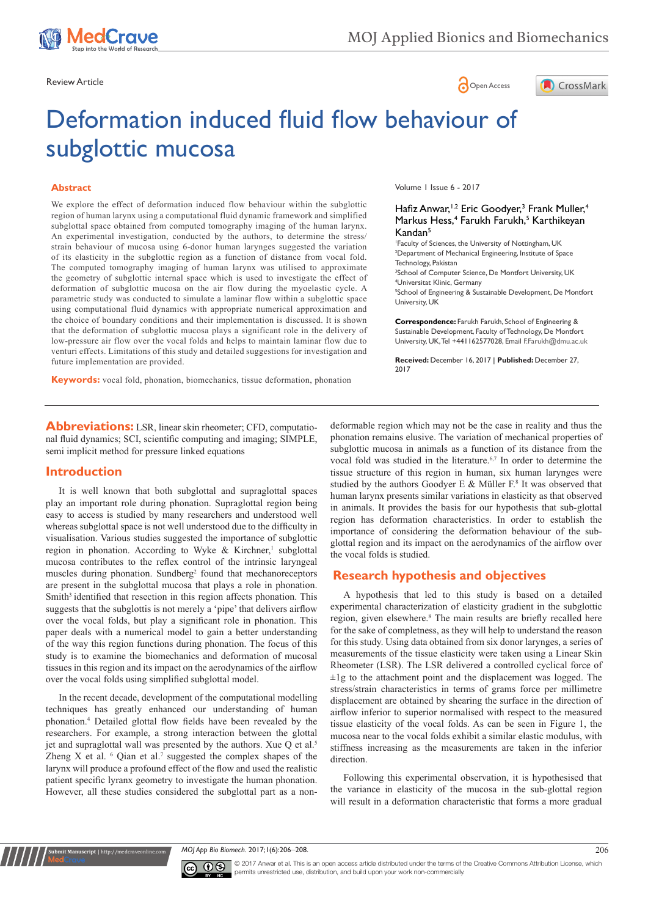Review Article

Open Access

# Deformation induced fluid flow behaviour of subglottic mucosa

Volume 1 Issue 6 - 2017

Hafiz Anwar,[1,2] Eric Goodyer,[3] Frank Muller,[4] Markus Hess,[4] Farukh Farukh,[5] Karthikeyan Kandan[5]

[1]Faculty of Sciences, the University of Nottingham, UK
[2]Department of Mechanical Engineering, Institute of Space Technology, Pakistan
[3]School of Computer Science, De Montfort University, UK
[4]Universitat Klinic, Germany
[5]School of Engineering & Sustainable Development, De Montfort University, UK

**Correspondence:** Farukh Farukh, School of Engineering & Sustainable Development, Faculty of Technology, De Montfort University, UK, Tel +441162577028, Email F.Farukh@dmu.ac.uk

**Received:** December 16, 2017 | **Published:** December 27, 2017

## Abstract

We explore the effect of deformation induced flow behaviour within the subglottic region of human larynx using a computational fluid dynamic framework and simplified subglottal space obtained from computed tomography imaging of the human larynx. An experimental investigation, conducted by the authors, to determine the stress/strain behaviour of mucosa using 6-donor human larynges suggested the variation of its elasticity in the subglottic region as a function of distance from vocal fold. The computed tomography imaging of human larynx was utilised to approximate the geometry of subglottic internal space which is used to investigate the effect of deformation of subglottic mucosa on the air flow during the myoelastic cycle. A parametric study was conducted to simulate a laminar flow within a subglottic space using computational fluid dynamics with appropriate numerical approximation and the choice of boundary conditions and their implementation is discussed. It is shown that the deformation of subglottic mucosa plays a significant role in the delivery of low-pressure air flow over the vocal folds and helps to maintain laminar flow due to venturi effects. Limitations of this study and detailed suggestions for investigation and future implementation are provided.

**Keywords:** vocal fold, phonation, biomechanics, tissue deformation, phonation

**Abbreviations:** LSR, linear skin rheometer; CFD, computational fluid dynamics; SCI, scientific computing and imaging; SIMPLE, semi implicit method for pressure linked equations

## Introduction

It is well known that both subglottal and supraglottal spaces play an important role during phonation. Supraglottal region being easy to access is studied by many researchers and understood well whereas subglottal space is not well understood due to the difficulty in visualisation. Various studies suggested the importance of subglottic region in phonation. According to Wyke & Kirchner,[1] subglottal mucosa contributes to the reflex control of the intrinsic laryngeal muscles during phonation. Sundberg[2] found that mechanoreceptors are present in the subglottal mucosa that plays a role in phonation. Smith[3] identified that resection in this region affects phonation. This suggests that the subglottis is not merely a 'pipe' that delivers airflow over the vocal folds, but play a significant role in phonation. This paper deals with a numerical model to gain a better understanding of the way this region functions during phonation. The focus of this study is to examine the biomechanics and deformation of mucosal tissues in this region and its impact on the aerodynamics of the airflow over the vocal folds using simplified subglottal model.

In the recent decade, development of the computational modelling techniques has greatly enhanced our understanding of human phonation.[4] Detailed glottal flow fields have been revealed by the researchers. For example, a strong interaction between the glottal jet and supraglottal wall was presented by the authors. Xue Q et al.[5] Zheng X et al. [6] Qian et al.[7] suggested the complex shapes of the larynx will produce a profound effect of the flow and used the realistic patient specific lyranx geometry to investigate the human phonation. However, all these studies considered the subglottal part as a non-deformable region which may not be the case in reality and thus the phonation remains elusive. The variation of mechanical properties of subglottic mucosa in animals as a function of its distance from the vocal fold was studied in the literature.[6,7] In order to determine the tissue structure of this region in human, six human larynges were studied by the authors Goodyer E & Müller F.[8] It was observed that human larynx presents similar variations in elasticity as that observed in animals. It provides the basis for our hypothesis that sub-glottal region has deformation characteristics. In order to establish the importance of considering the deformation behaviour of the sub-glottal region and its impact on the aerodynamics of the airflow over the vocal folds is studied.

## Research hypothesis and objectives

A hypothesis that led to this study is based on a detailed experimental characterization of elasticity gradient in the subglottic region, given elsewhere.[8] The main results are briefly recalled here for the sake of completeness, as they will help to understand the reason for this study. Using data obtained from six donor larynges, a series of measurements of the tissue elasticity were taken using a Linear Skin Rheometer (LSR). The LSR delivered a controlled cyclical force of ±1g to the attachment point and the displacement was logged. The stress/strain characteristics in terms of grams force per millimetre displacement are obtained by shearing the surface in the direction of airflow inferior to superior normalised with respect to the measured tissue elasticity of the vocal folds. As can be seen in Figure 1, the mucosa near to the vocal folds exhibit a similar elastic modulus, with stiffness increasing as the measurements are taken in the inferior direction.

Following this experimental observation, it is hypothesised that the variance in elasticity of the mucosa in the sub-glottal region will result in a deformation characteristic that forms a more gradual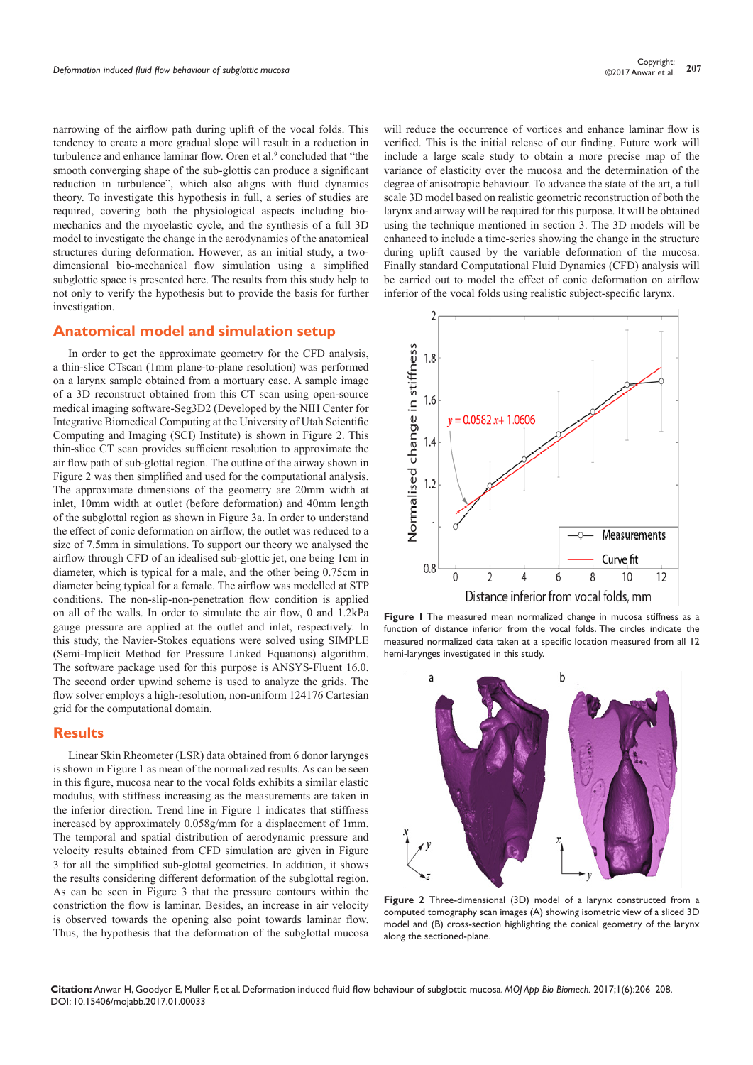narrowing of the airflow path during uplift of the vocal folds. This tendency to create a more gradual slope will result in a reduction in turbulence and enhance laminar flow. Oren et al.[9] concluded that "the smooth converging shape of the sub-glottis can produce a significant reduction in turbulence", which also aligns with fluid dynamics theory. To investigate this hypothesis in full, a series of studies are required, covering both the physiological aspects including bio-mechanics and the myoelastic cycle, and the synthesis of a full 3D model to investigate the change in the aerodynamics of the anatomical structures during deformation. However, as an initial study, a two-dimensional bio-mechanical flow simulation using a simplified subglottic space is presented here. The results from this study help to not only to verify the hypothesis but to provide the basis for further investigation.

## Anatomical model and simulation setup

In order to get the approximate geometry for the CFD analysis, a thin-slice CTscan (1mm plane-to-plane resolution) was performed on a larynx sample obtained from a mortuary case. A sample image of a 3D reconstruct obtained from this CT scan using open-source medical imaging software-Seg3D2 (Developed by the NIH Center for Integrative Biomedical Computing at the University of Utah Scientific Computing and Imaging (SCI) Institute) is shown in Figure 2. This thin-slice CT scan provides sufficient resolution to approximate the air flow path of sub-glottal region. The outline of the airway shown in Figure 2 was then simplified and used for the computational analysis. The approximate dimensions of the geometry are 20mm width at inlet, 10mm width at outlet (before deformation) and 40mm length of the subglottal region as shown in Figure 3a. In order to understand the effect of conic deformation on airflow, the outlet was reduced to a size of 7.5mm in simulations. To support our theory we analysed the airflow through CFD of an idealised sub-glottic jet, one being 1cm in diameter, which is typical for a male, and the other being 0.75cm in diameter being typical for a female. The airflow was modelled at STP conditions. The non-slip-non-penetration flow condition is applied on all of the walls. In order to simulate the air flow, 0 and 1.2kPa gauge pressure are applied at the outlet and inlet, respectively. In this study, the Navier-Stokes equations were solved using SIMPLE (Semi-Implicit Method for Pressure Linked Equations) algorithm. The software package used for this purpose is ANSYS-Fluent 16.0. The second order upwind scheme is used to analyze the grids. The flow solver employs a high-resolution, non-uniform 124176 Cartesian grid for the computational domain.

## Results

Linear Skin Rheometer (LSR) data obtained from 6 donor larynges is shown in Figure 1 as mean of the normalized results. As can be seen in this figure, mucosa near to the vocal folds exhibits a similar elastic modulus, with stiffness increasing as the measurements are taken in the inferior direction. Trend line in Figure 1 indicates that stiffness increased by approximately 0.058g/mm for a displacement of 1mm. The temporal and spatial distribution of aerodynamic pressure and velocity results obtained from CFD simulation are given in Figure 3 for all the simplified sub-glottal geometries. In addition, it shows the results considering different deformation of the subglottal region. As can be seen in Figure 3 that the pressure contours within the constriction the flow is laminar. Besides, an increase in air velocity is observed towards the opening also point towards laminar flow. Thus, the hypothesis that the deformation of the subglottal mucosa will reduce the occurrence of vortices and enhance laminar flow is verified. This is the initial release of our finding. Future work will include a large scale study to obtain a more precise map of the variance of elasticity over the mucosa and the determination of the degree of anisotropic behaviour. To advance the state of the art, a full scale 3D model based on realistic geometric reconstruction of both the larynx and airway will be required for this purpose. It will be obtained using the technique mentioned in section 3. The 3D models will be enhanced to include a time-series showing the change in the structure during uplift caused by the variable deformation of the mucosa. Finally standard Computational Fluid Dynamics (CFD) analysis will be carried out to model the effect of conic deformation on airflow inferior of the vocal folds using realistic subject-specific larynx.

**Figure 1** The measured mean normalized change in mucosa stiffness as a function of distance inferior from the vocal folds. The circles indicate the measured normalized data taken at a specific location measured from all 12 hemi-larynges investigated in this study.

**Figure 2** Three-dimensional (3D) model of a larynx constructed from a computed tomography scan images (A) showing isometric view of a sliced 3D model and (B) cross-section highlighting the conical geometry of the larynx along the sectioned-plane.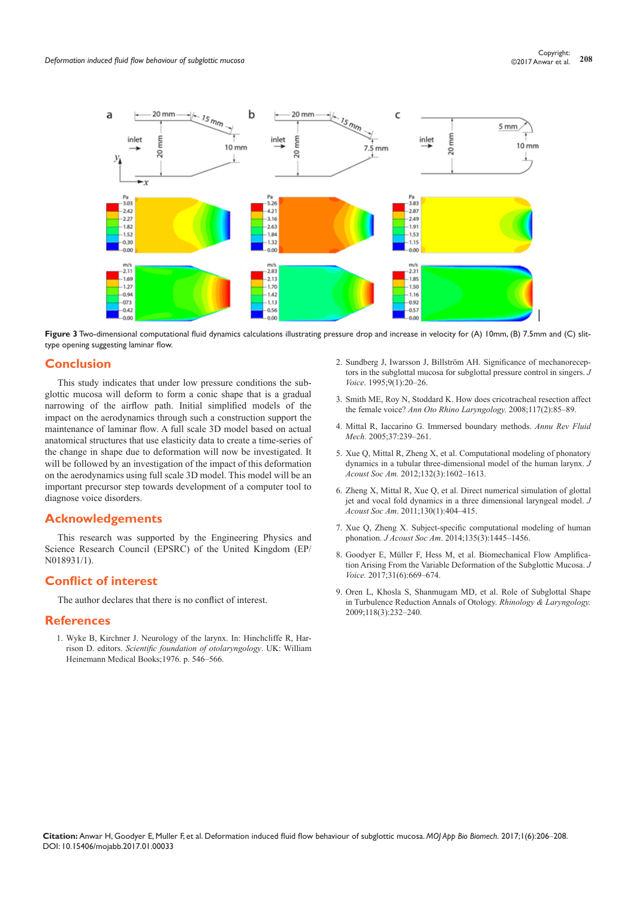a

20 mm

15 mm

inlet

20 mm

10 mm

y

x

b

20 mm

15 mm

inlet

20 mm

7.5 mm

c

5 mm

inlet

20 mm

10 mm

Pa
3.03
2.42
2.27
1.82
1.52
0.30
0.00

Pa
5.26
4.21
3.16
2.63
1.84
1.32
0.00

Pa
3.83
2.87
2.49
1.91
1.53
1.15
0.00

m/s
2.11
1.69
1.27
0.94
073
0.42
0.00

m/s
2.83
2.13
1.70
1.42
1.13
0.56
0.00

m/s
2.31
1.85
1.50
1.16
0.92
0.57
0.00

**Figure 3** Two-dimensional computational fluid dynamics calculations illustrating pressure drop and increase in velocity for (A) 10mm, (B) 7.5mm and (C) slit-type opening suggesting laminar flow.

## Conclusion

This study indicates that under low pressure conditions the subglottic mucosa will deform to form a conic shape that is a gradual narrowing of the airflow path. Initial simplified models of the impact on the aerodynamics through such a construction support the maintenance of laminar flow. A full scale 3D model based on actual anatomical structures that use elasticity data to create a time-series of the change in shape due to deformation will now be investigated. It will be followed by an investigation of the impact of this deformation on the aerodynamics using full scale 3D model. This model will be an important precursor step towards development of a computer tool to diagnose voice disorders.

## Acknowledgements

This research was supported by the Engineering Physics and Science Research Council (EPSRC) of the United Kingdom (EP/N018931/1).

## Conflict of interest

The author declares that there is no conflict of interest.

## References

1. Wyke B, Kirchner J. Neurology of the larynx. In: Hinchcliffe R, Harrison D. editors. *Scientific foundation of otolaryngology*. UK: William Heinemann Medical Books;1976. p. 546–566.
2. Sundberg J, Iwarsson J, Billström AH. Significance of mechanoreceptors in the subglottal mucosa for subglottal pressure control in singers. *J Voice*. 1995;9(1):20–26.
3. Smith ME, Roy N, Stoddard K. How does cricotracheal resection affect the female voice? *Ann Oto Rhino Laryngology.* 2008;117(2):85–89.
4. Mittal R, Iaccarino G. Immersed boundary methods. *Annu Rev Fluid Mech.* 2005;37:239–261.
5. Xue Q, Mittal R, Zheng X, et al. Computational modeling of phonatory dynamics in a tubular three-dimensional model of the human larynx. *J Acoust Soc Am.* 2012;132(3):1602–1613.
6. Zheng X, Mittal R, Xue Q, et al. Direct numerical simulation of glottal jet and vocal fold dynamics in a three dimensional laryngeal model. *J Acoust Soc Am*. 2011;130(1):404–415.
7. Xue Q, Zheng X. Subject-specific computational modeling of human phonation. *J Acoust Soc Am*. 2014;135(3):1445–1456.
8. Goodyer E, Müller F, Hess M, et al. Biomechanical Flow Amplification Arising From the Variable Deformation of the Subglottic Mucosa. *J Voice.* 2017;31(6):669–674.
9. Oren L, Khosla S, Shanmugam MD, et al. Role of Subglottal Shape in Turbulence Reduction Annals of Otology. *Rhinology & Laryngology.* 2009;118(3):232–240.

**Citation:** Anwar H, Goodyer E, Muller F, et al. Deformation induced fluid flow behaviour of subglottic mucosa. *MOJ App Bio Biomech.* 2017;1(6):206‒208. DOI: 10.15406/mojabb.2017.01.00033